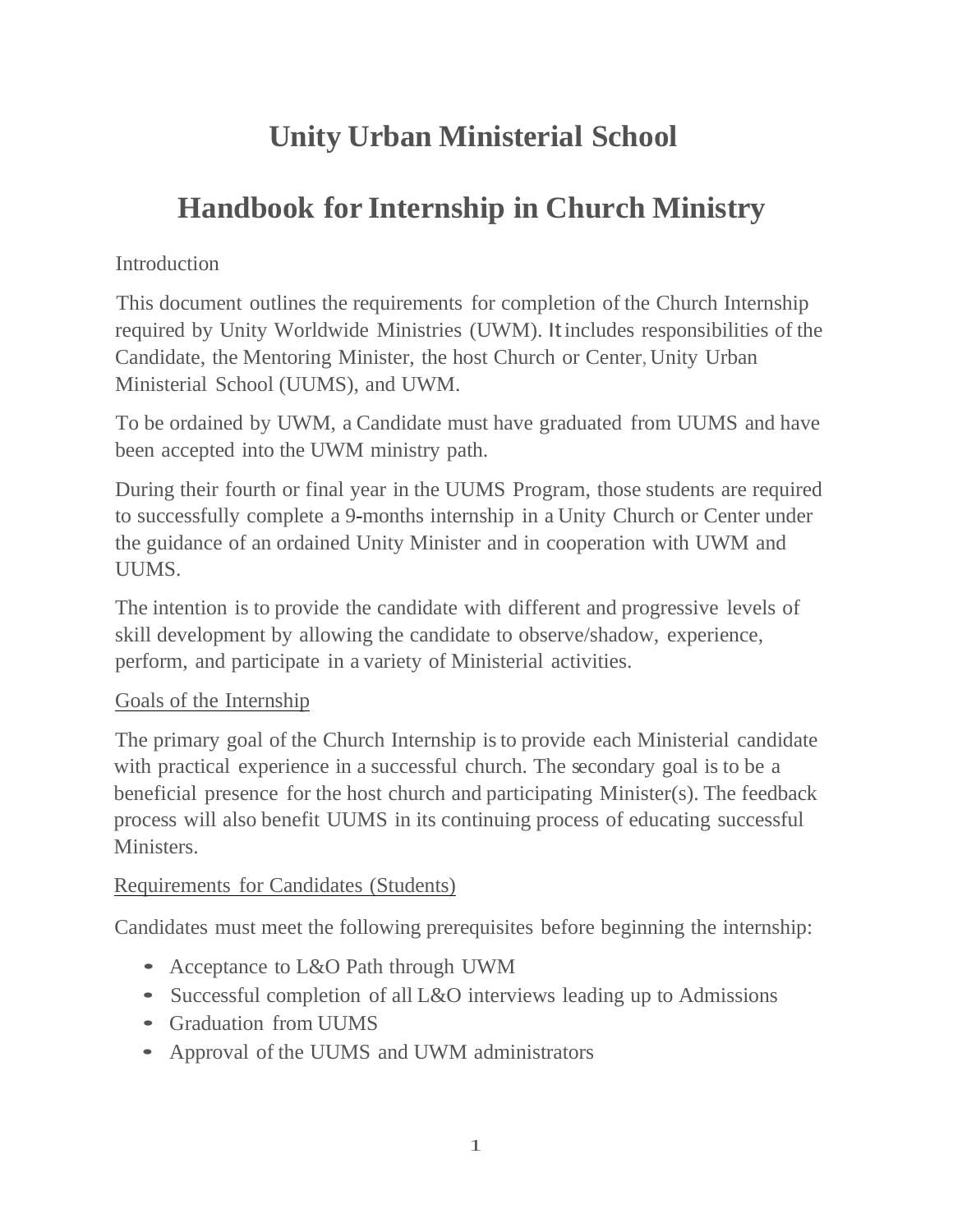# Unity Urban Ministerial School

# Handbook for Internship in Church Ministry

Introduction

This document outlines the requirements for completion of the Church Internship required by Unity Worldwide Ministries (UWM). It includes responsibilities of the Candidate, the Mentoring Minister, the host Church or Center, Unity Urban Ministerial School (UUMS), and UWM.

To be ordained by UWM, a Candidate must have graduated from UUMS and have been accepted into the UWM ministry path.

During their fourth or final year in the UUMS Program, those students are required to successfully complete a 9-months internship in a Unity Church or Center under the guidance of an ordained Unity Minister and in cooperation with UWM and UUMS.

The intention is to provide the candidate with different and progressive levels of skill development by allowing the candidate to observe/shadow, experience, perform, and participate in a variety of Ministerial activities.

## Goals of the Internship

The primary goal of the Church Internship is to provide each Ministerial candidate with practical experience in a successful church. The secondary goal is to be a beneficial presence for the host church and participating Minister(s). The feedback process will also benefit UUMS in its continuing process of educating successful Ministers.

## Requirements for Candidates (Students)

Candidates must meet the following prerequisites before beginning the internship:

- Acceptance to L&O Path through UWM
- Successful completion of all L&O interviews leading up to Admissions
- Graduation from UUMS
- Approval of the UUMS and UWM administrators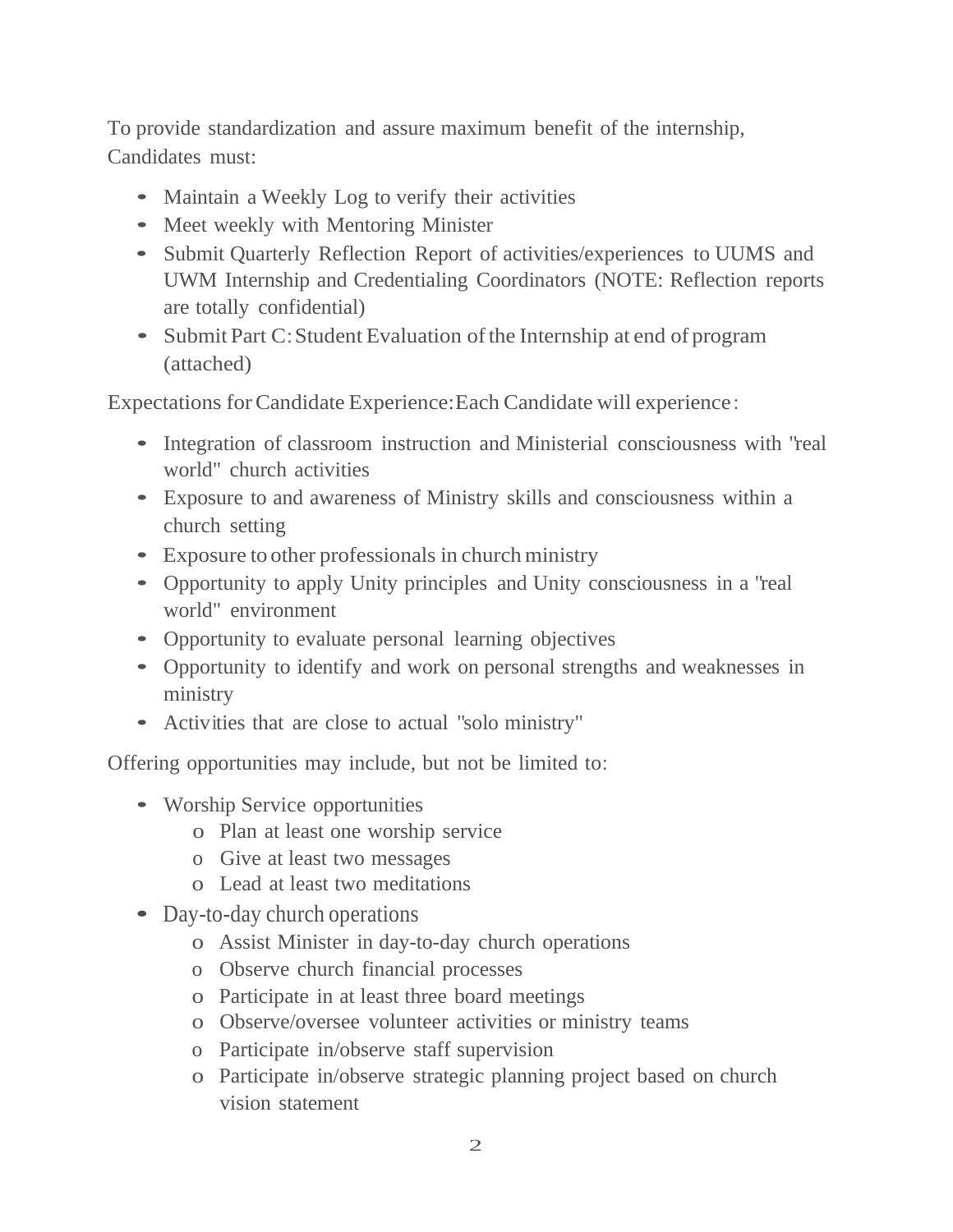To provide standardization and assure maximum benefit of the internship, Candidates must:

- Maintain a Weekly Log to verify their activities
- Meet weekly with Mentoring Minister
- Submit Quarterly Reflection Report of activities/experiences to UUMS and UWM Internship and Credentialing Coordinators (NOTE: Reflection reports are totally confidential)
- Submit Part C: Student Evaluation of the Internship at end of program (attached)

Expectations for Candidate Experience: Each Candidate will experience:

- Integration of classroom instruction and Ministerial consciousness with "real world" church activities
- Exposure to and awareness of Ministry skills and consciousness within a church setting
- Exposure to other professionals in church ministry
- Opportunity to apply Unity principles and Unity consciousness in a "real world" environment
- Opportunity to evaluate personal learning objectives
- Opportunity to identify and work on personal strengths and weaknesses in ministry
- Activities that are close to actual "solo ministry"

Offering opportunities may include, but not be limited to:

- Worship Service opportunities
  - Plan at least one worship service
  - Give at least two messages
  - Lead at least two meditations
- Day-to-day church operations
  - Assist Minister in day-to-day church operations
  - Observe church financial processes
  - Participate in at least three board meetings
  - Observe/oversee volunteer activities or ministry teams
  - Participate in/observe staff supervision
  - Participate in/observe strategic planning project based on church vision statement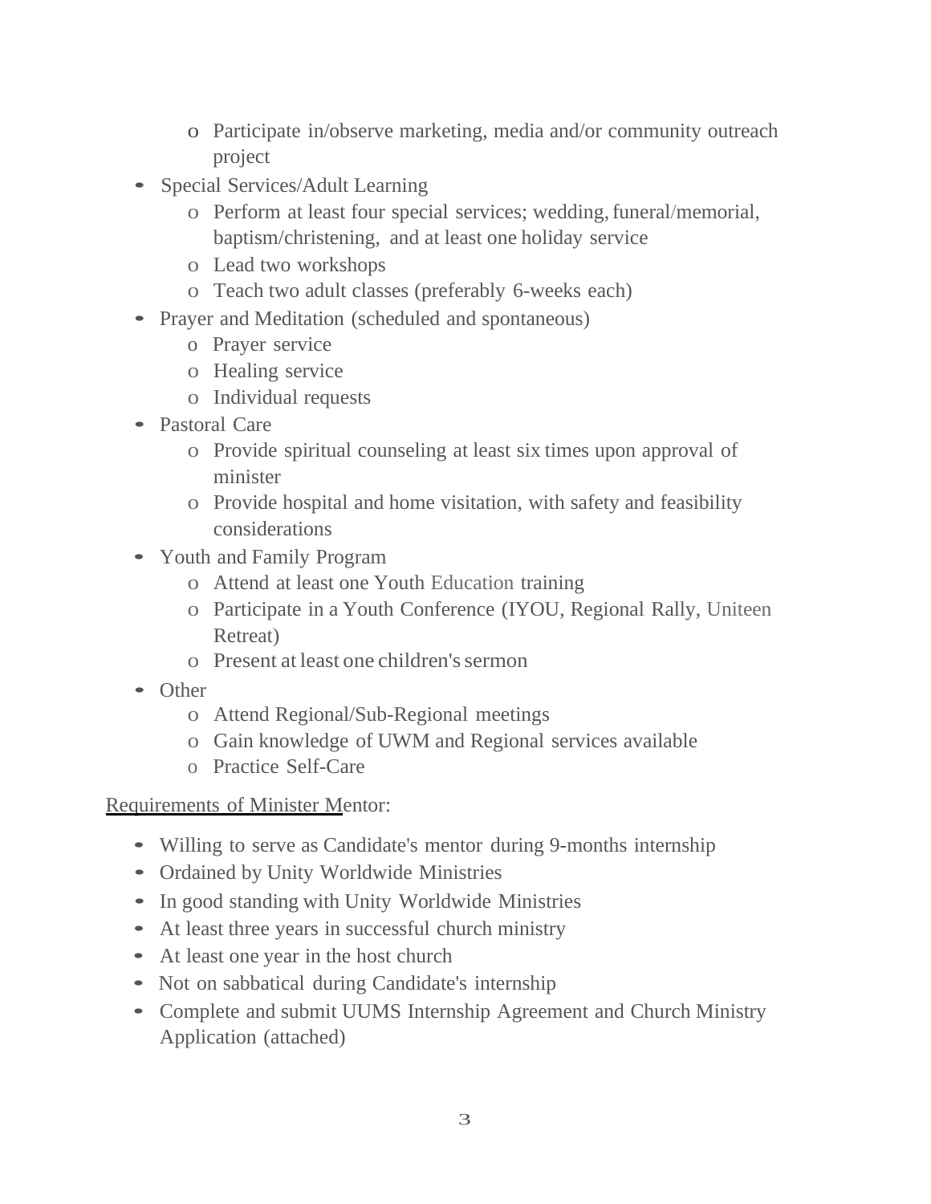- Participate in/observe marketing, media and/or community outreach project
- Special Services/Adult Learning
    - Perform at least four special services; wedding, funeral/memorial, baptism/christening, and at least one holiday service
    - Lead two workshops
    - Teach two adult classes (preferably 6-weeks each)
- Prayer and Meditation (scheduled and spontaneous)
    - Prayer service
    - Healing service
    - Individual requests
- Pastoral Care
    - Provide spiritual counseling at least six times upon approval of minister
    - Provide hospital and home visitation, with safety and feasibility considerations
- Youth and Family Program
    - Attend at least one Youth Education training
    - Participate in a Youth Conference (IYOU, Regional Rally, Uniteen Retreat)
    - Present at least one children's sermon
- Other
    - Attend Regional/Sub-Regional meetings
    - Gain knowledge of UWM and Regional services available
    - Practice Self-Care

<u>Requirements of Minister Mentor:</u>

- Willing to serve as Candidate's mentor during 9-months internship
- Ordained by Unity Worldwide Ministries
- In good standing with Unity Worldwide Ministries
- At least three years in successful church ministry
- At least one year in the host church
- Not on sabbatical during Candidate's internship
- Complete and submit UUMS Internship Agreement and Church Ministry Application (attached)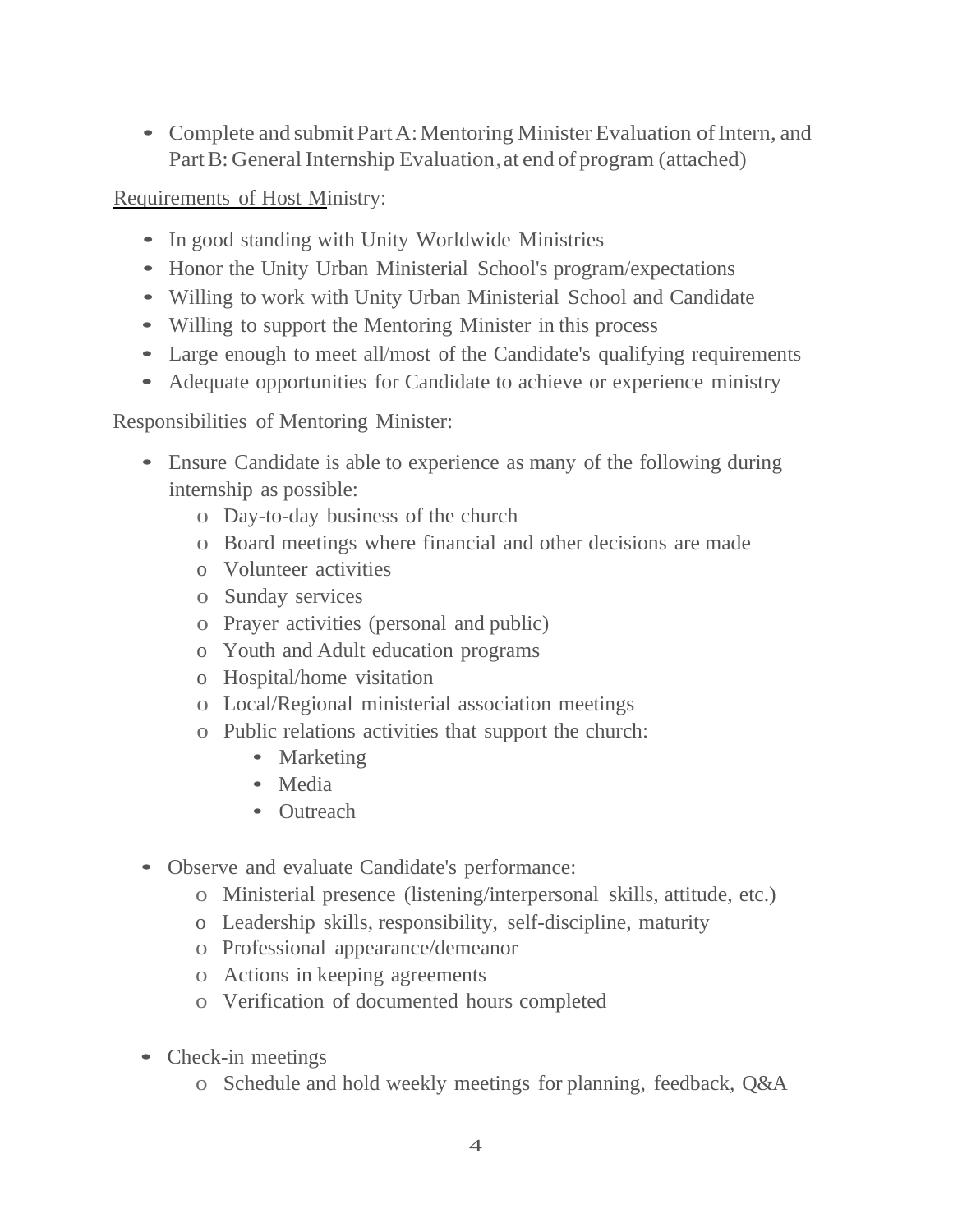- Complete and submit Part A: Mentoring Minister Evaluation of Intern, and Part B: General Internship Evaluation, at end of program (attached)

Requirements of Host Ministry:

- In good standing with Unity Worldwide Ministries
- Honor the Unity Urban Ministerial School's program/expectations
- Willing to work with Unity Urban Ministerial School and Candidate
- Willing to support the Mentoring Minister in this process
- Large enough to meet all/most of the Candidate's qualifying requirements
- Adequate opportunities for Candidate to achieve or experience ministry

Responsibilities of Mentoring Minister:

- Ensure Candidate is able to experience as many of the following during internship as possible:
  - Day-to-day business of the church
  - Board meetings where financial and other decisions are made
  - Volunteer activities
  - Sunday services
  - Prayer activities (personal and public)
  - Youth and Adult education programs
  - Hospital/home visitation
  - Local/Regional ministerial association meetings
  - Public relations activities that support the church:
    - Marketing
    - Media
    - Outreach

- Observe and evaluate Candidate's performance:
  - Ministerial presence (listening/interpersonal skills, attitude, etc.)
  - Leadership skills, responsibility, self-discipline, maturity
  - Professional appearance/demeanor
  - Actions in keeping agreements
  - Verification of documented hours completed

- Check-in meetings
  - Schedule and hold weekly meetings for planning, feedback, Q&A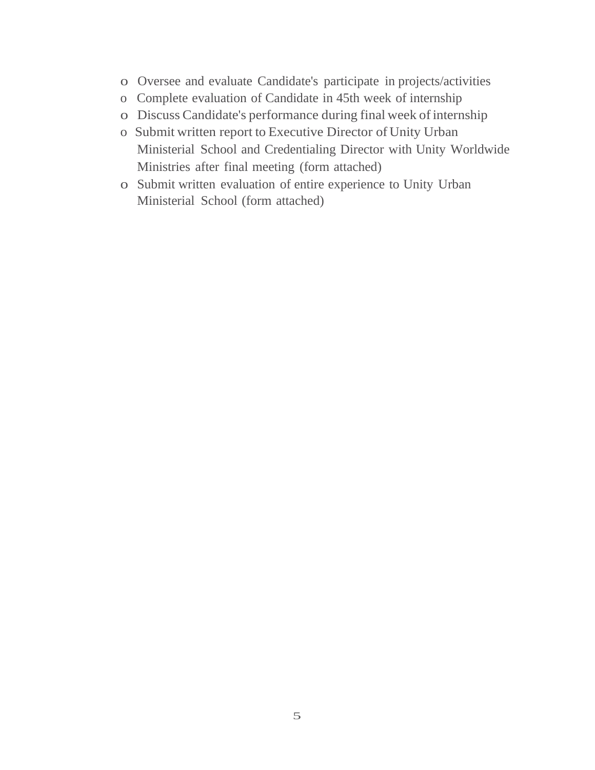- Oversee and evaluate Candidate's participate in projects/activities
- Complete evaluation of Candidate in 45th week of internship
- Discuss Candidate's performance during final week of internship
- Submit written report to Executive Director of Unity Urban Ministerial School and Credentialing Director with Unity Worldwide Ministries after final meeting (form attached)
- Submit written evaluation of entire experience to Unity Urban Ministerial School (form attached)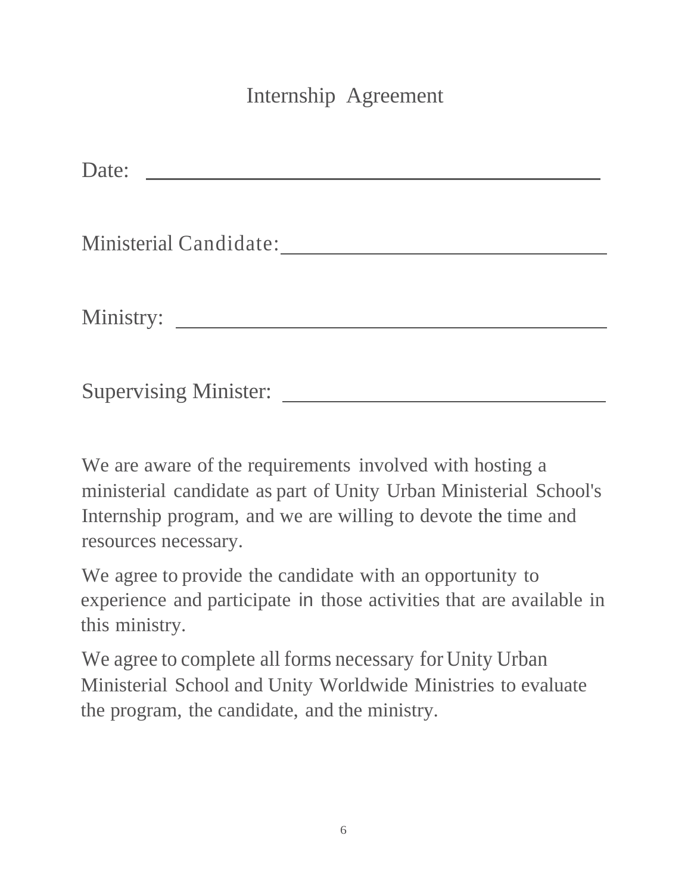# Internship Agreement

Date: ______________________________________________

Ministerial Candidate: ______________________________

Ministry: ___________________________________________

Supervising Minister: _______________________________

We are aware of the requirements involved with hosting a ministerial candidate as part of Unity Urban Ministerial School's Internship program, and we are willing to devote the time and resources necessary.

We agree to provide the candidate with an opportunity to experience and participate in those activities that are available in this ministry.

We agree to complete all forms necessary for Unity Urban Ministerial School and Unity Worldwide Ministries to evaluate the program, the candidate, and the ministry.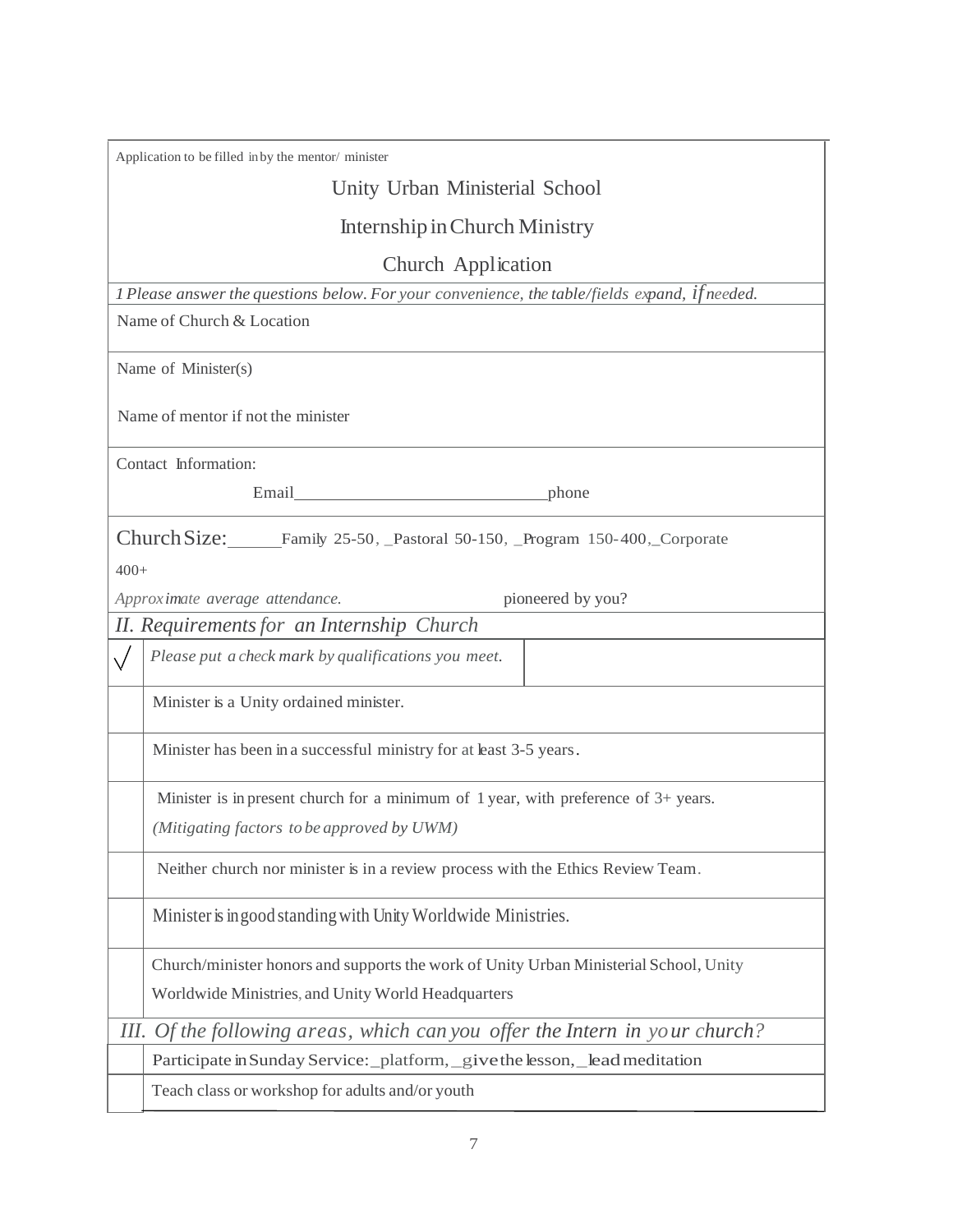Application to be filled in by the mentor/ minister

# Unity Urban Ministerial School

## Internship in Church Ministry

## Church Application

*1 Please answer the questions below. For your convenience, the table/fields expand, if needed.*

Name of Church & Location

Name of Minister(s)

Name of mentor if not the minister

Contact Information:

Email______________________________phone

Church Size:______Family 25-50, _Pastoral 50-150, _Program 150-400,_Corporate 400+

*Approximate average attendance.* pioneered by you?

### *II. Requirements for an Internship Church*

| √ | *Please put a check mark by qualifications you meet.* |
|---|---|
| | Minister is a Unity ordained minister. |
| | Minister has been in a successful ministry for at least 3-5 years. |
| | Minister is in present church for a minimum of 1 year, with preference of 3+ years. *(Mitigating factors to be approved by UWM)* |
| | Neither church nor minister is in a review process with the Ethics Review Team. |
| | Minister is in good standing with Unity Worldwide Ministries. |
| | Church/minister honors and supports the work of Unity Urban Ministerial School, Unity Worldwide Ministries, and Unity World Headquarters |

### *III. Of the following areas, which can you offer the Intern in your church?*

| | |
|---|---|
| | Participate in Sunday Service:_platform, _give the lesson, _lead meditation |
| | Teach class or workshop for adults and/or youth |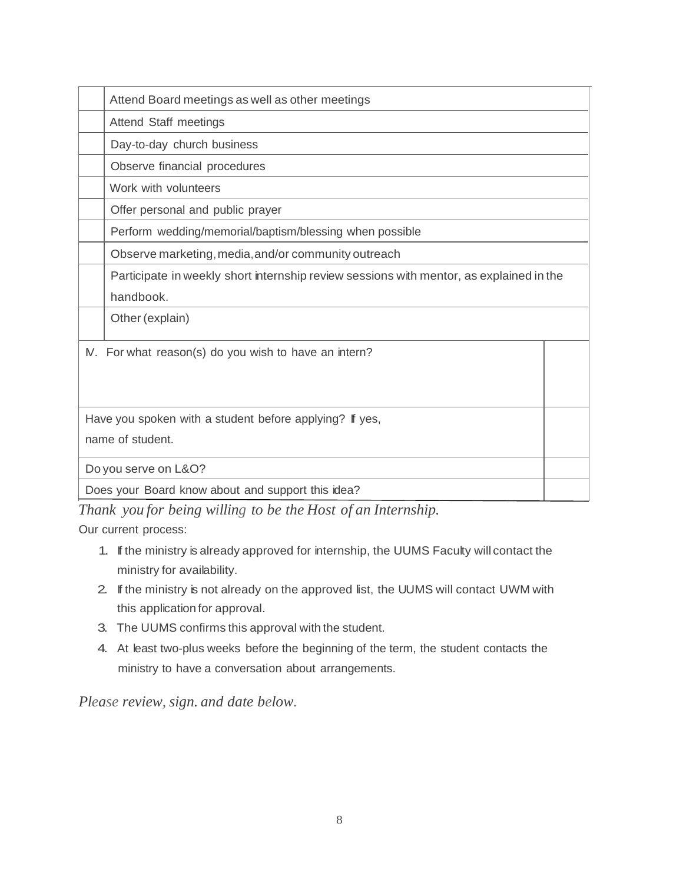| | |
|---|---|
| | Attend Board meetings as well as other meetings |
| | Attend Staff meetings |
| | Day-to-day church business |
| | Observe financial procedures |
| | Work with volunteers |
| | Offer personal and public prayer |
| | Perform wedding/memorial/baptism/blessing when possible |
| | Observe marketing, media, and/or community outreach |
| | Participate in weekly short internship review sessions with mentor, as explained in the handbook. |
| | Other (explain) |

| | |
|---|---|
| IV. For what reason(s) do you wish to have an intern? | |
| Have you spoken with a student before applying? If yes, name of student. | |
| Do you serve on L&O? | |
| Does your Board know about and support this idea? | |

*Thank you for being willing to be the Host of an Internship.*

Our current process:

1. If the ministry is already approved for internship, the UUMS Faculty will contact the ministry for availability.
2. If the ministry is not already on the approved list, the UUMS will contact UWM with this application for approval.
3. The UUMS confirms this approval with the student.
4. At least two-plus weeks before the beginning of the term, the student contacts the ministry to have a conversation about arrangements.

*Please review, sign. and date below.*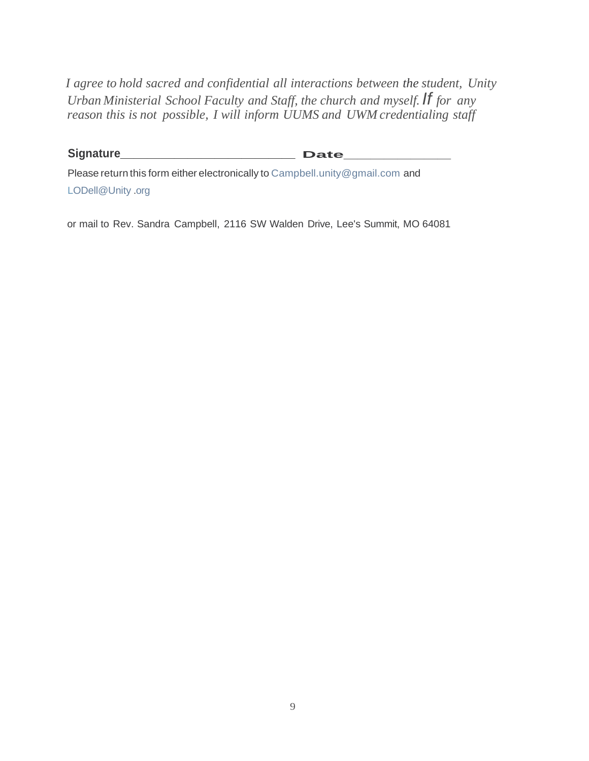*I agree to hold sacred and confidential all interactions between the student, Unity Urban Ministerial School Faculty and Staff, the church and myself. If for any reason this is not possible, I will inform UUMS and UWM credentialing staff*

**Signature**___________________________ **Date**________________

Please return this form either electronically to Campbell.unity@gmail.com and LODell@Unity .org

or mail to Rev. Sandra Campbell, 2116 SW Walden Drive, Lee's Summit, MO 64081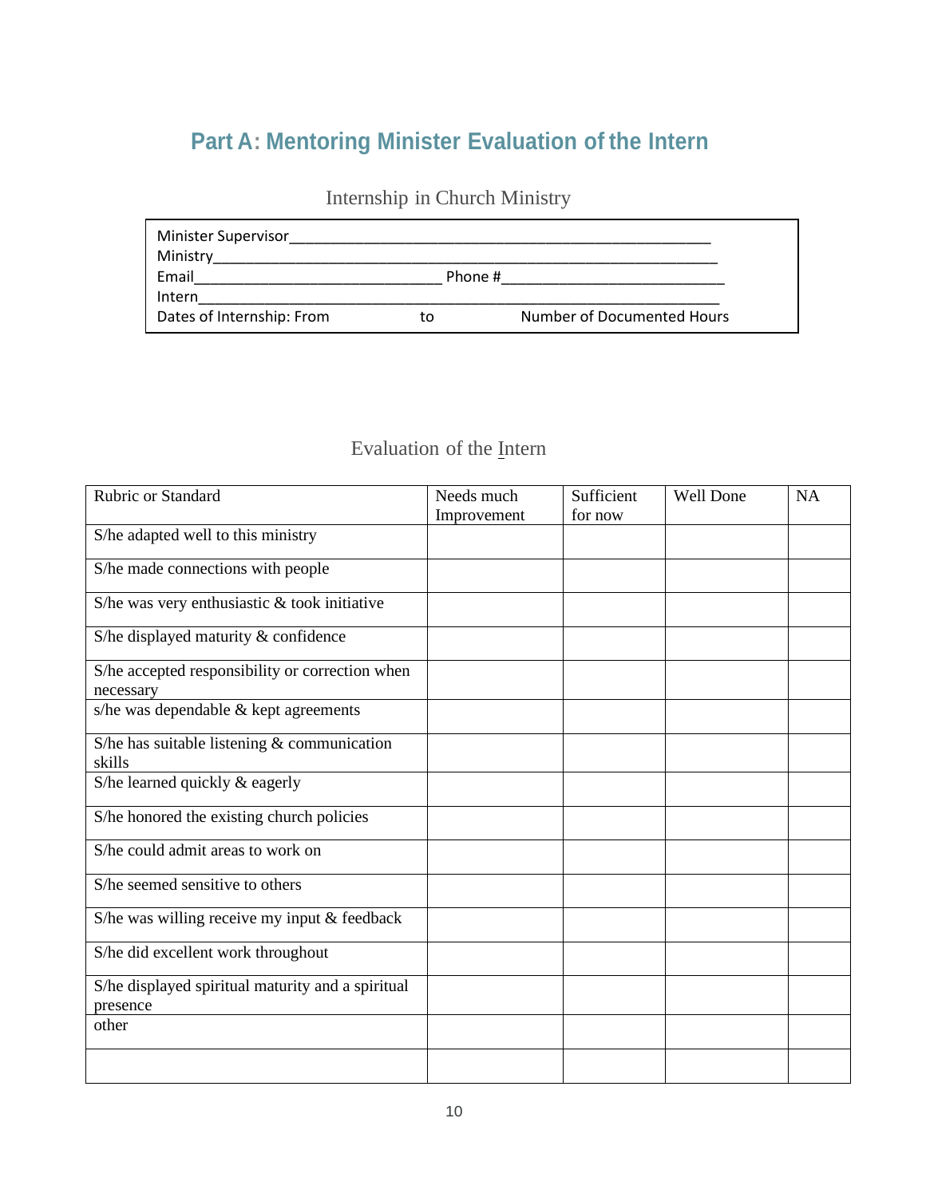## Part A: Mentoring Minister Evaluation of the Intern

Internship in Church Ministry

Minister Supervisor_______________________________________________________
Ministry____________________________________________________________
Email______________________________ Phone #___________________________
Intern_______________________________________________________________
Dates of Internship: From to Number of Documented Hours

Evaluation of the Intern

| Rubric or Standard | Needs much Improvement | Sufficient for now | Well Done | NA |
|---|---|---|---|---|
| S/he adapted well to this ministry | | | | |
| S/he made connections with people | | | | |
| S/he was very enthusiastic & took initiative | | | | |
| S/he displayed maturity & confidence | | | | |
| S/he accepted responsibility or correction when necessary | | | | |
| s/he was dependable & kept agreements | | | | |
| S/he has suitable listening & communication skills | | | | |
| S/he learned quickly & eagerly | | | | |
| S/he honored the existing church policies | | | | |
| S/he could admit areas to work on | | | | |
| S/he seemed sensitive to others | | | | |
| S/he was willing receive my input & feedback | | | | |
| S/he did excellent work throughout | | | | |
| S/he displayed spiritual maturity and a spiritual presence | | | | |
| other | | | | |
| | | | | |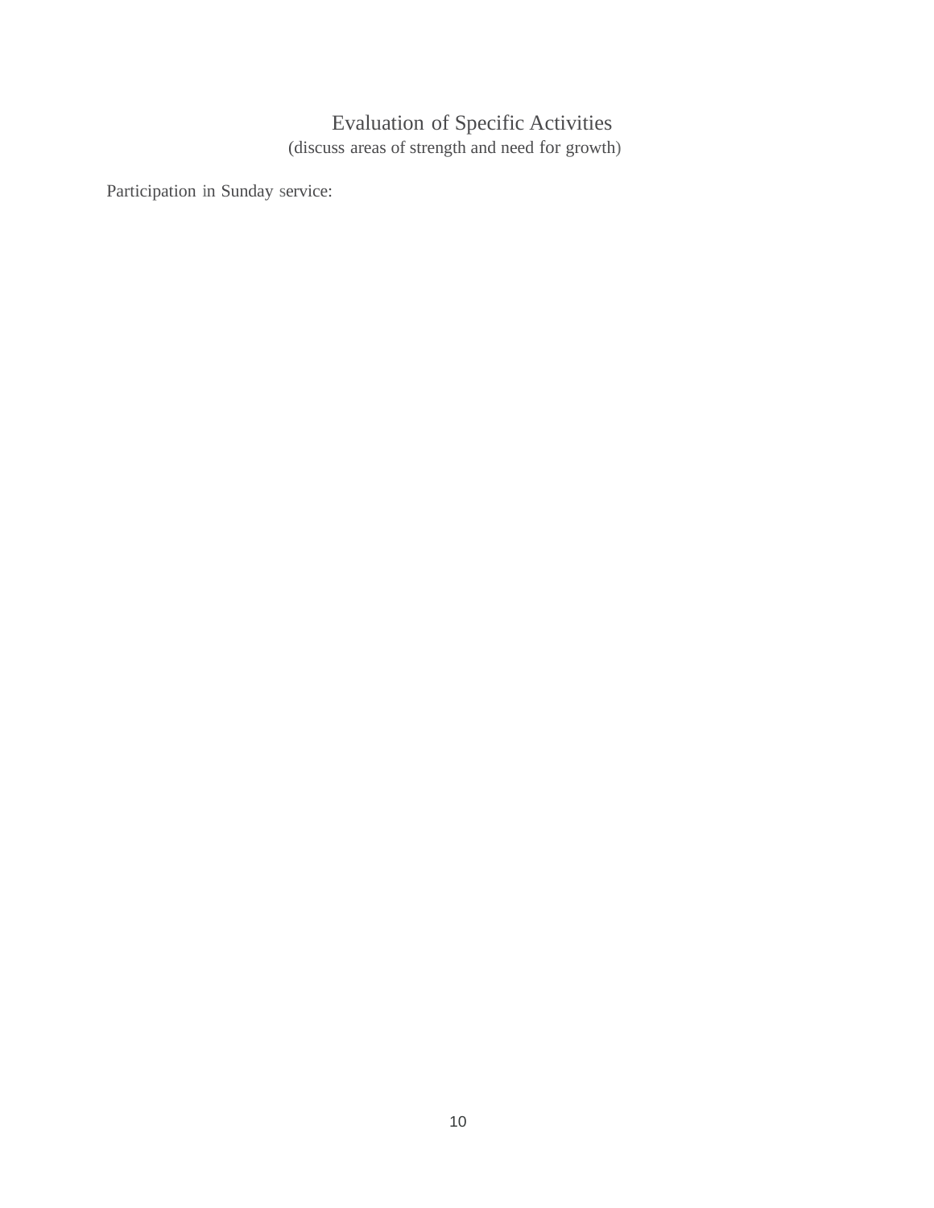# Evaluation of Specific Activities

(discuss areas of strength and need for growth)

Participation in Sunday service: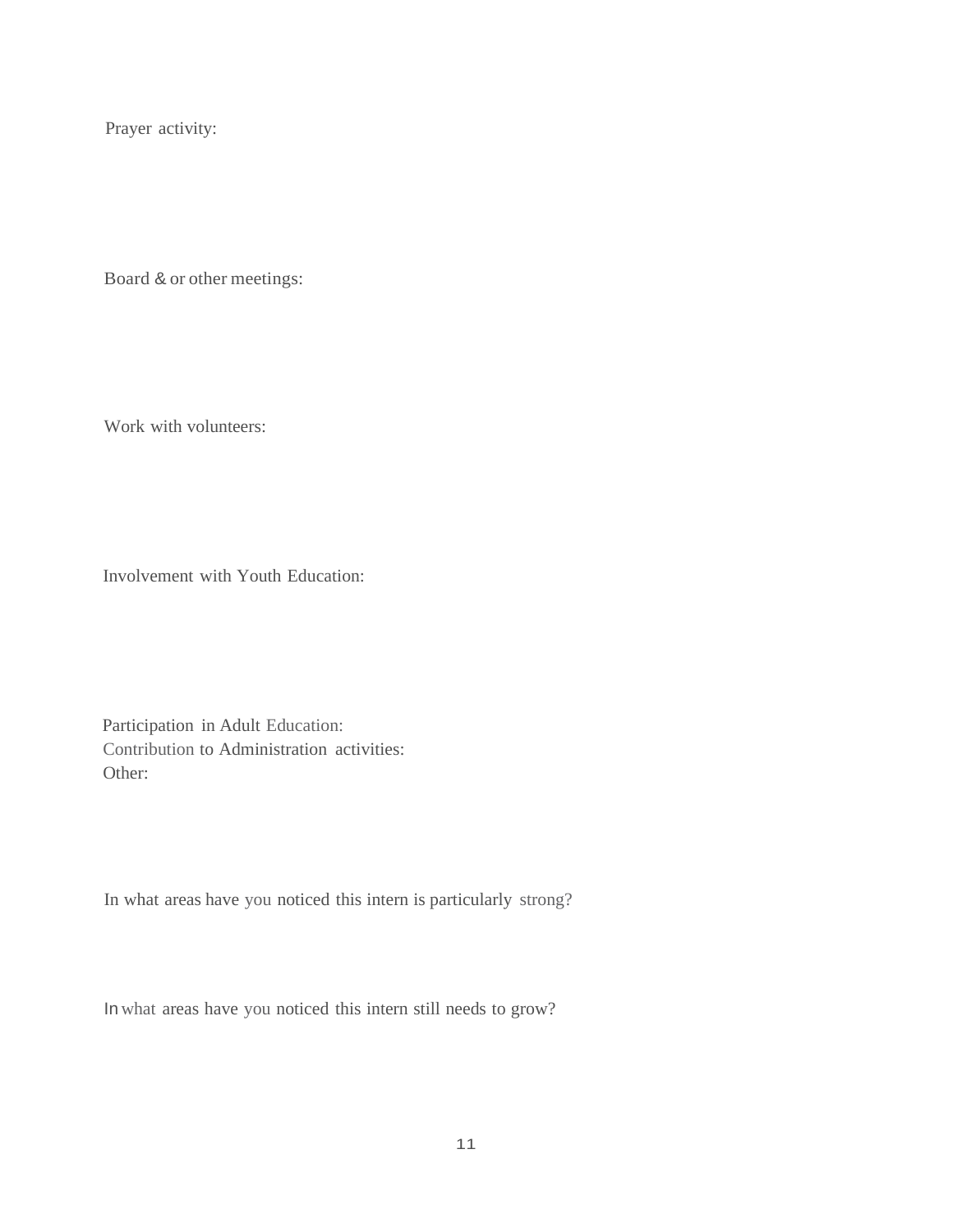Prayer activity:

Board & or other meetings:

Work with volunteers:

Involvement with Youth Education:

Participation in Adult Education:
Contribution to Administration activities:
Other:

In what areas have you noticed this intern is particularly strong?

In what areas have you noticed this intern still needs to grow?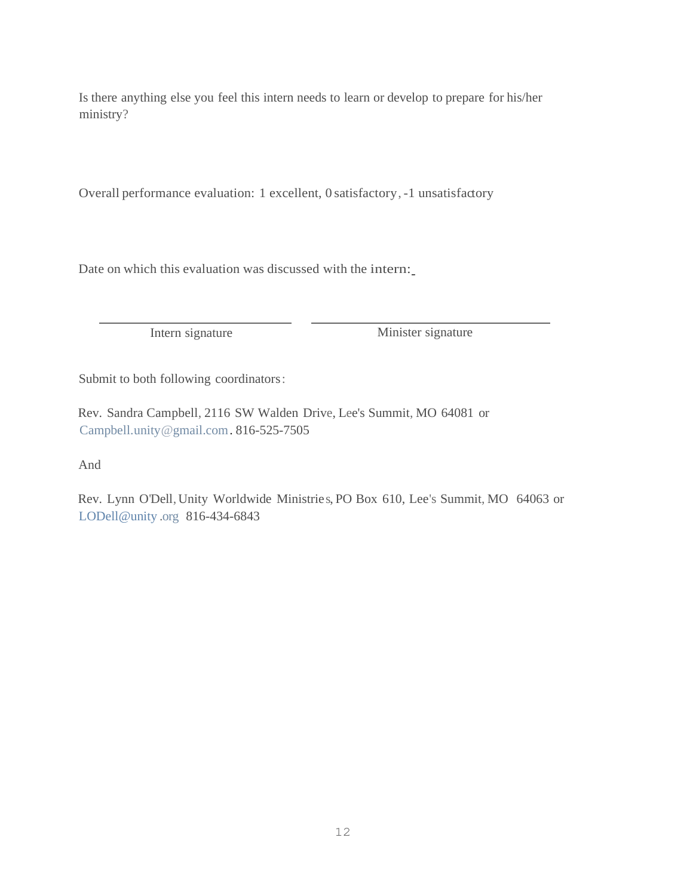Is there anything else you feel this intern needs to learn or develop to prepare for his/her ministry?

Overall performance evaluation: 1 excellent, 0 satisfactory, -1 unsatisfactory

Date on which this evaluation was discussed with the intern: \_

\_\_\_\_\_\_\_\_\_\_\_\_\_\_\_\_\_\_\_\_\_\_\_\_\_\_\_\_\_\_ \_\_\_\_\_\_\_\_\_\_\_\_\_\_\_\_\_\_\_\_\_\_\_\_\_\_\_\_\_\_\_\_\_\_\_\_

Intern signature Minister signature

Submit to both following coordinators:

Rev. Sandra Campbell, 2116 SW Walden Drive, Lee's Summit, MO 64081 or Campbell.unity@gmail.com. 816-525-7505

And

Rev. Lynn O'Dell, Unity Worldwide Ministries, PO Box 610, Lee's Summit, MO 64063 or LODell@unity.org 816-434-6843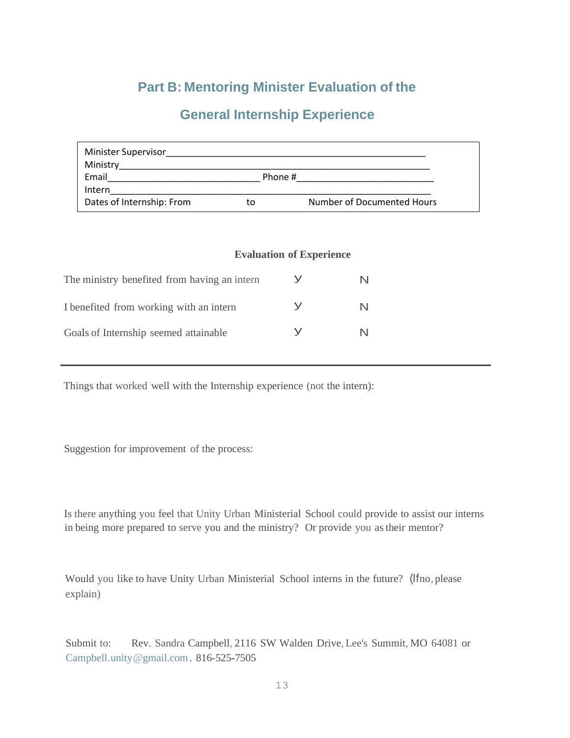## Part B: Mentoring Minister Evaluation of the General Internship Experience

Minister Supervisor______________________________________________________

Ministry_________________________________________________________________

Email______________________________ Phone #___________________________

Intern___________________________________________________________________

Dates of Internship: From to Number of Documented Hours

**Evaluation of Experience**

| | | |
|---|---|---|
| The ministry benefited from having an intern | Y | N |
| I benefited from working with an intern | Y | N |
| Goals of Internship seemed attainable | Y | N |

---

Things that worked well with the Internship experience (not the intern):

Suggestion for improvement of the process:

Is there anything you feel that Unity Urban Ministerial School could provide to assist our interns in being more prepared to serve you and the ministry? Or provide you as their mentor?

Would you like to have Unity Urban Ministerial School interns in the future? (If no, please explain)

Submit to: Rev. Sandra Campbell, 2116 SW Walden Drive, Lee's Summit, MO 64081 or Campbell.unity@gmail.com. 816-525-7505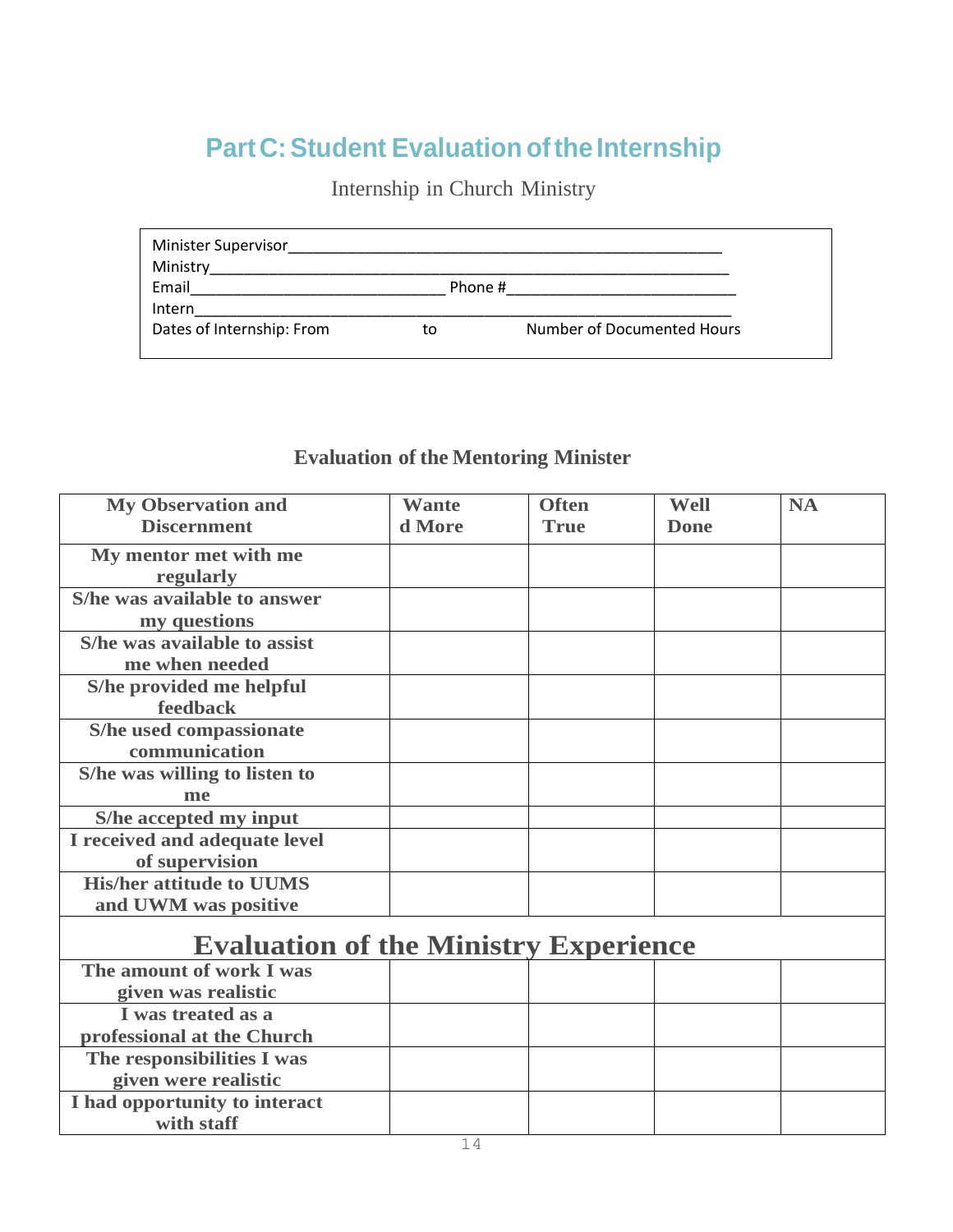# Part C: Student Evaluation of the Internship

Internship in Church Ministry

Minister Supervisor_____________________________________________________
Ministry_______________________________________________________________
Email______________________________ Phone #___________________________
Intern_________________________________________________________________
Dates of Internship: From to Number of Documented Hours

### Evaluation of the Mentoring Minister

| My Observation and Discernment | Wanted More | Often True | Well Done | NA |
|---|---|---|---|---|
| My mentor met with me regularly | | | | |
| S/he was available to answer my questions | | | | |
| S/he was available to assist me when needed | | | | |
| S/he provided me helpful feedback | | | | |
| S/he used compassionate communication | | | | |
| S/he was willing to listen to me | | | | |
| S/he accepted my input | | | | |
| I received and adequate level of supervision | | | | |
| His/her attitude to UUMS and UWM was positive | | | | |
| **Evaluation of the Ministry Experience** | | | | |
| The amount of work I was given was realistic | | | | |
| I was treated as a professional at the Church | | | | |
| The responsibilities I was given were realistic | | | | |
| I had opportunity to interact with staff | | | | |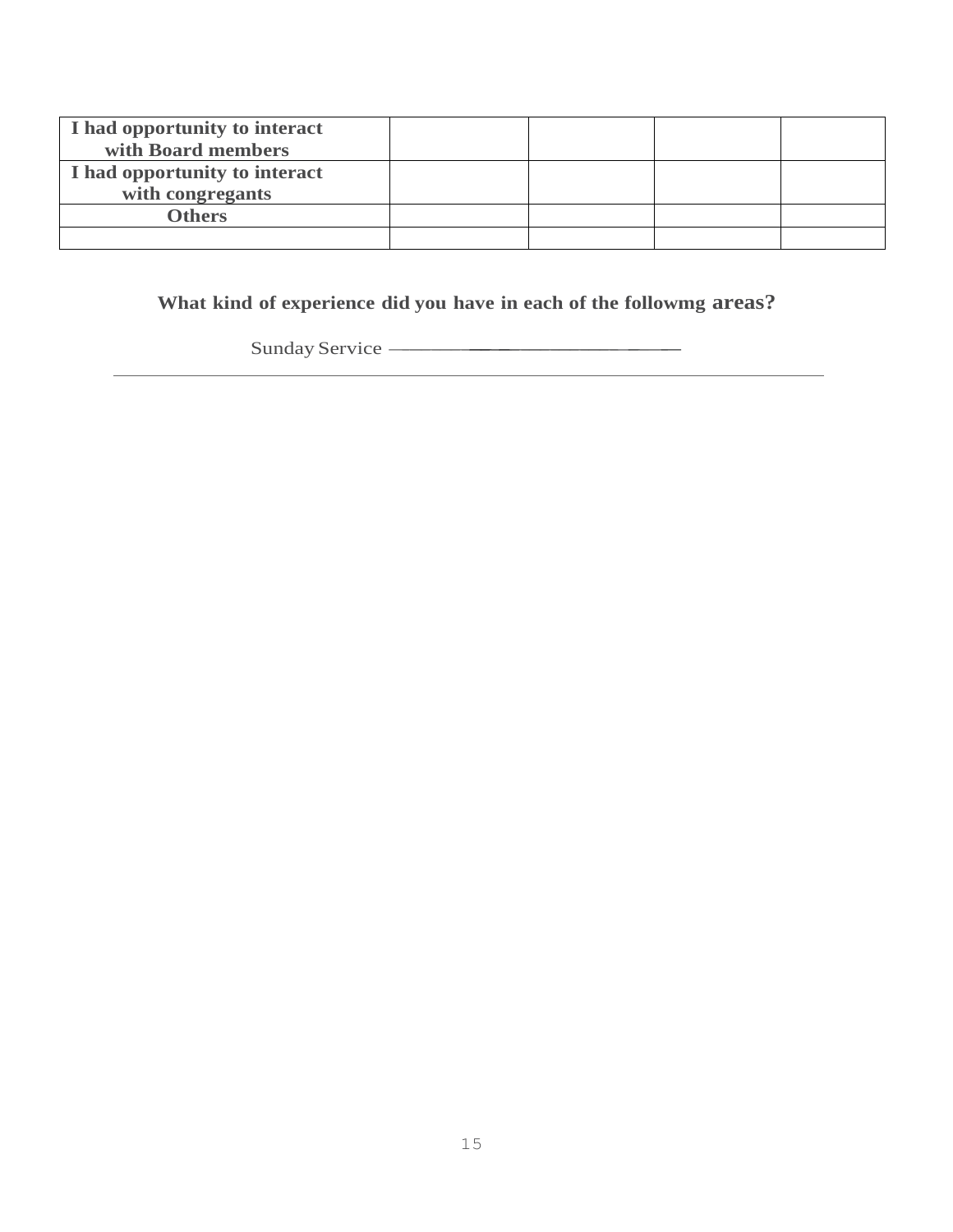| | | | | |
|---|---|---|---|---|
| **I had opportunity to interact with Board members** | | | | |
| **I had opportunity to interact with congregants** | | | | |
| **Others** | | | | |
| | | | | |

**What kind of experience did you have in each of the followmg areas?**

Sunday Service ______________________________

______________________________________________________________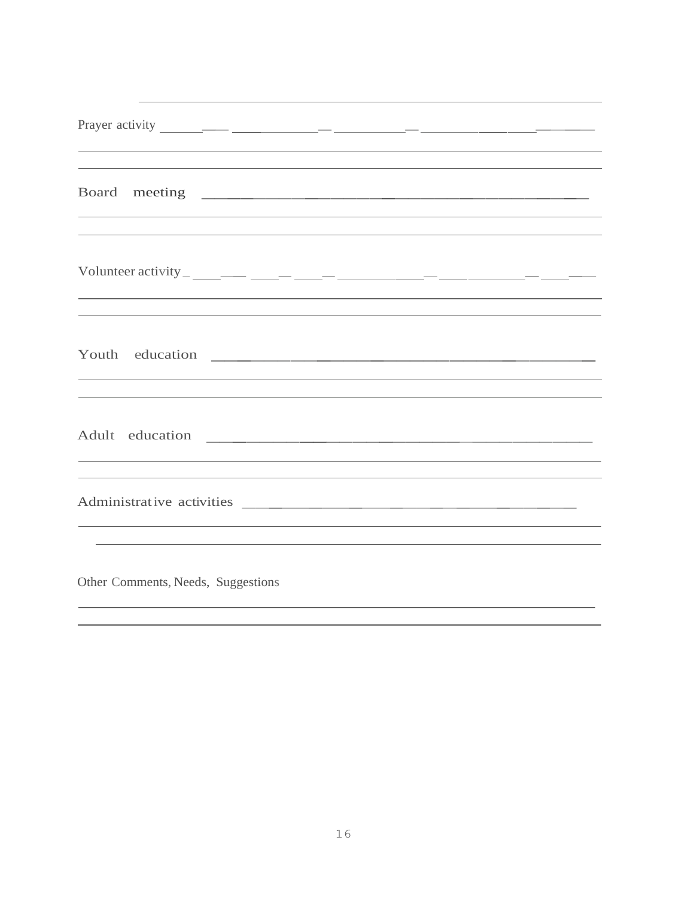Prayer activity

Board meeting

Volunteer activity

Youth education

Adult education

Administrative activities

Other Comments, Needs, Suggestions